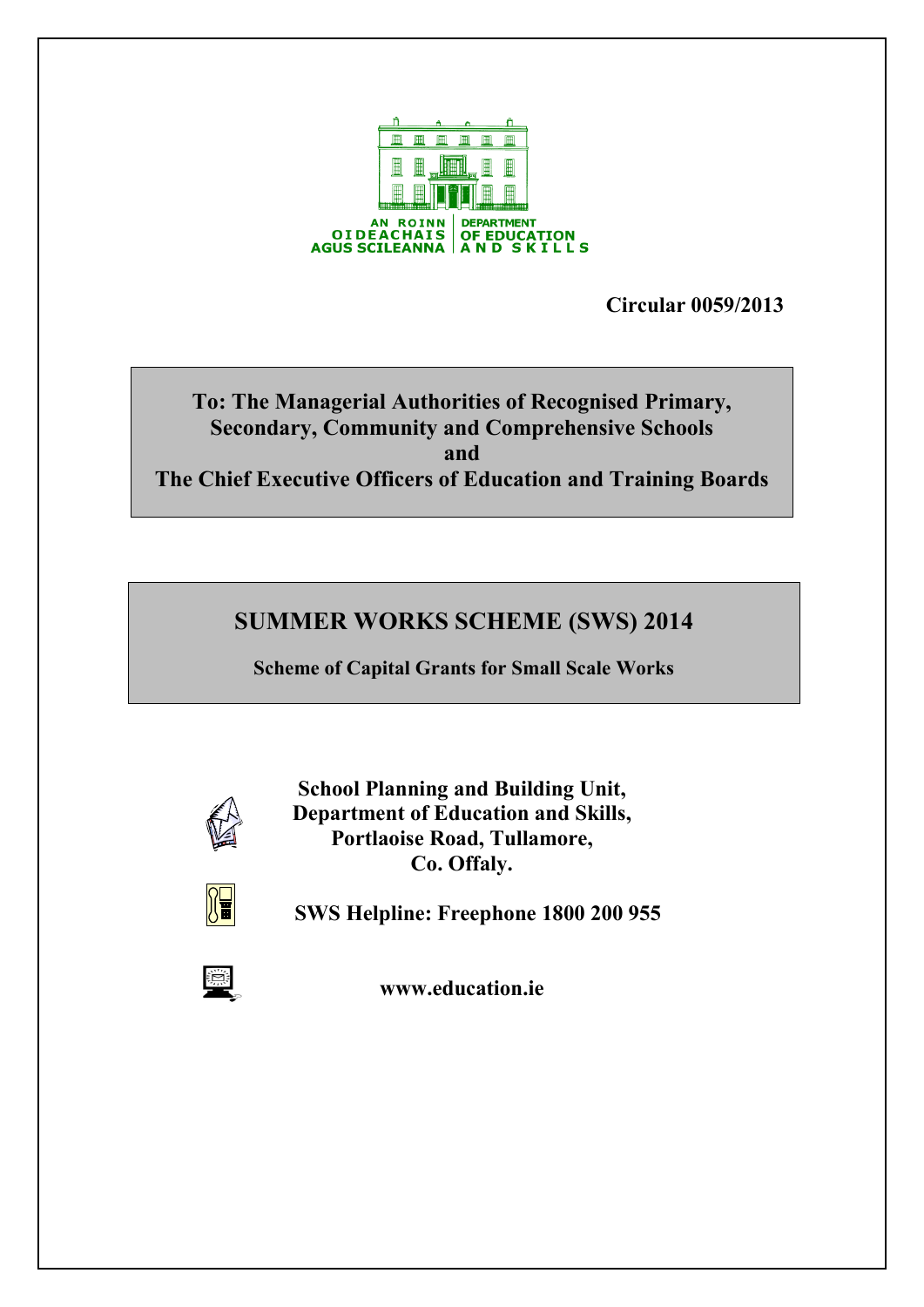AN ROINN OIDEACHAIS AGUS SCILEANNA | DEPARTMENT OF EDUCATION AND SKILLS

**Circular 0059/2013**

**To: The Managerial Authorities of Recognised Primary, Secondary, Community and Comprehensive Schools**
**and**
**The Chief Executive Officers of Education and Training Boards**

# SUMMER WORKS SCHEME (SWS) 2014

**Scheme of Capital Grants for Small Scale Works**

**School Planning and Building Unit,**
**Department of Education and Skills,**
**Portlaoise Road, Tullamore,**
**Co. Offaly.**

**SWS Helpline: Freephone 1800 200 955**

**www.education.ie**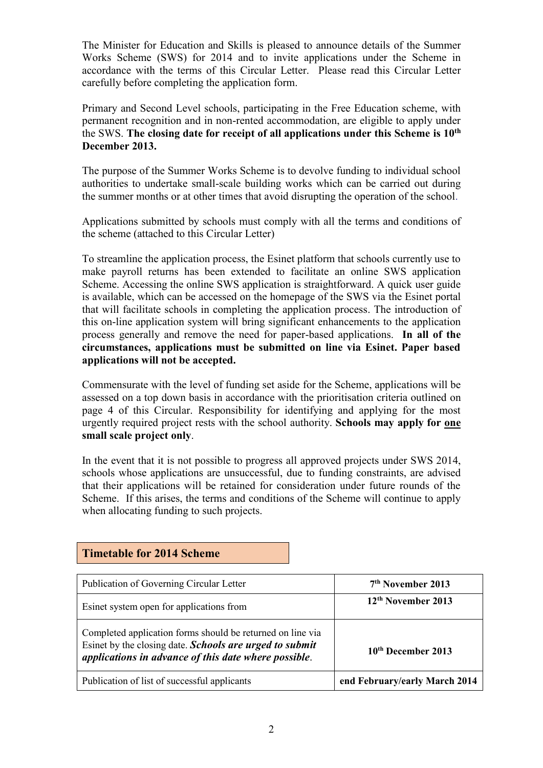The Minister for Education and Skills is pleased to announce details of the Summer Works Scheme (SWS) for 2014 and to invite applications under the Scheme in accordance with the terms of this Circular Letter. Please read this Circular Letter carefully before completing the application form.

Primary and Second Level schools, participating in the Free Education scheme, with permanent recognition and in non-rented accommodation, are eligible to apply under the SWS. **The closing date for receipt of all applications under this Scheme is 10th December 2013.**

The purpose of the Summer Works Scheme is to devolve funding to individual school authorities to undertake small-scale building works which can be carried out during the summer months or at other times that avoid disrupting the operation of the school.

Applications submitted by schools must comply with all the terms and conditions of the scheme (attached to this Circular Letter)

To streamline the application process, the Esinet platform that schools currently use to make payroll returns has been extended to facilitate an online SWS application Scheme. Accessing the online SWS application is straightforward. A quick user guide is available, which can be accessed on the homepage of the SWS via the Esinet portal that will facilitate schools in completing the application process. The introduction of this on-line application system will bring significant enhancements to the application process generally and remove the need for paper-based applications. **In all of the circumstances, applications must be submitted on line via Esinet. Paper based applications will not be accepted.**

Commensurate with the level of funding set aside for the Scheme, applications will be assessed on a top down basis in accordance with the prioritisation criteria outlined on page 4 of this Circular. Responsibility for identifying and applying for the most urgently required project rests with the school authority. **Schools may apply for <u>one</u> small scale project only**.

In the event that it is not possible to progress all approved projects under SWS 2014, schools whose applications are unsuccessful, due to funding constraints, are advised that their applications will be retained for consideration under future rounds of the Scheme. If this arises, the terms and conditions of the Scheme will continue to apply when allocating funding to such projects.

## Timetable for 2014 Scheme

| | |
|---|---|
| Publication of Governing Circular Letter | **7th November 2013** |
| Esinet system open for applications from | **12th November 2013** |
| Completed application forms should be returned on line via Esinet by the closing date. ***Schools are urged to submit applications in advance of this date where possible***. | **10th December 2013** |
| Publication of list of successful applicants | **end February/early March 2014** |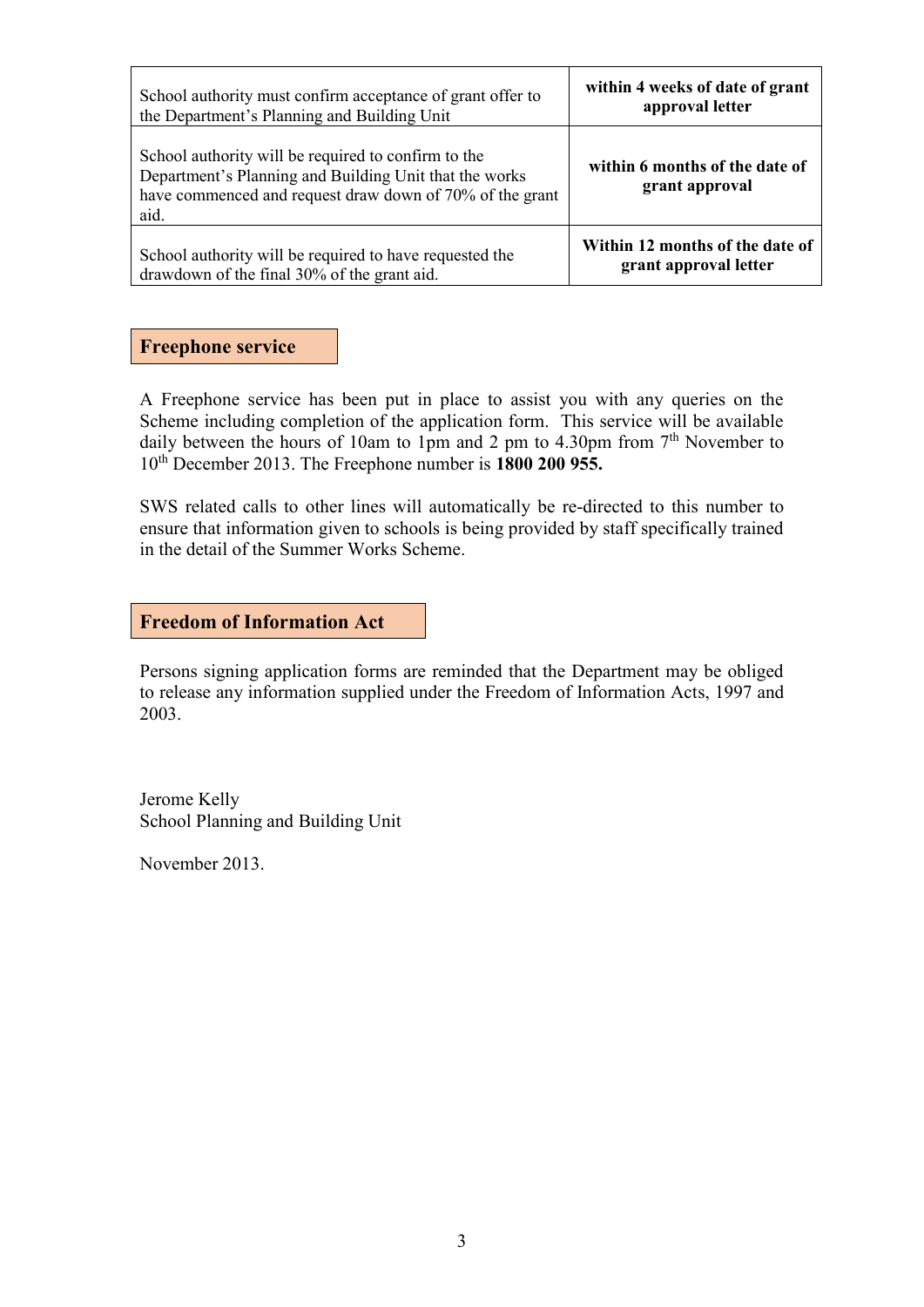| | |
|---|---|
| School authority must confirm acceptance of grant offer to the Department's Planning and Building Unit | **within 4 weeks of date of grant approval letter** |
| School authority will be required to confirm to the Department's Planning and Building Unit that the works have commenced and request draw down of 70% of the grant aid. | **within 6 months of the date of grant approval** |
| School authority will be required to have requested the drawdown of the final 30% of the grant aid. | **Within 12 months of the date of grant approval letter** |

## Freephone service

A Freephone service has been put in place to assist you with any queries on the Scheme including completion of the application form. This service will be available daily between the hours of 10am to 1pm and 2 pm to 4.30pm from 7th November to 10th December 2013. The Freephone number is **1800 200 955.**

SWS related calls to other lines will automatically be re-directed to this number to ensure that information given to schools is being provided by staff specifically trained in the detail of the Summer Works Scheme.

## Freedom of Information Act

Persons signing application forms are reminded that the Department may be obliged to release any information supplied under the Freedom of Information Acts, 1997 and 2003.

Jerome Kelly
School Planning and Building Unit

November 2013.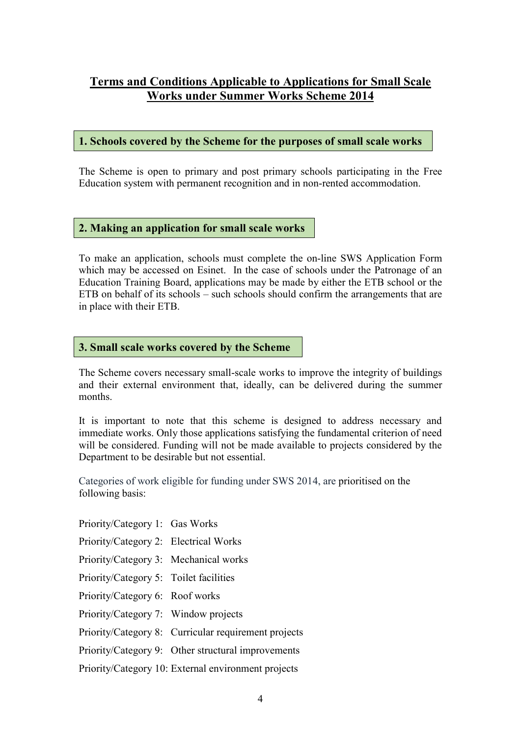## Terms and Conditions Applicable to Applications for Small Scale Works under Summer Works Scheme 2014

### 1. Schools covered by the Scheme for the purposes of small scale works

The Scheme is open to primary and post primary schools participating in the Free Education system with permanent recognition and in non-rented accommodation.

### 2. Making an application for small scale works

To make an application, schools must complete the on-line SWS Application Form which may be accessed on Esinet. In the case of schools under the Patronage of an Education Training Board, applications may be made by either the ETB school or the ETB on behalf of its schools – such schools should confirm the arrangements that are in place with their ETB.

### 3. Small scale works covered by the Scheme

The Scheme covers necessary small-scale works to improve the integrity of buildings and their external environment that, ideally, can be delivered during the summer months.

It is important to note that this scheme is designed to address necessary and immediate works. Only those applications satisfying the fundamental criterion of need will be considered. Funding will not be made available to projects considered by the Department to be desirable but not essential.

Categories of work eligible for funding under SWS 2014, are prioritised on the following basis:

Priority/Category 1: Gas Works

Priority/Category 2: Electrical Works

Priority/Category 3: Mechanical works

Priority/Category 5: Toilet facilities

Priority/Category 6: Roof works

Priority/Category 7: Window projects

Priority/Category 8: Curricular requirement projects

Priority/Category 9: Other structural improvements

Priority/Category 10: External environment projects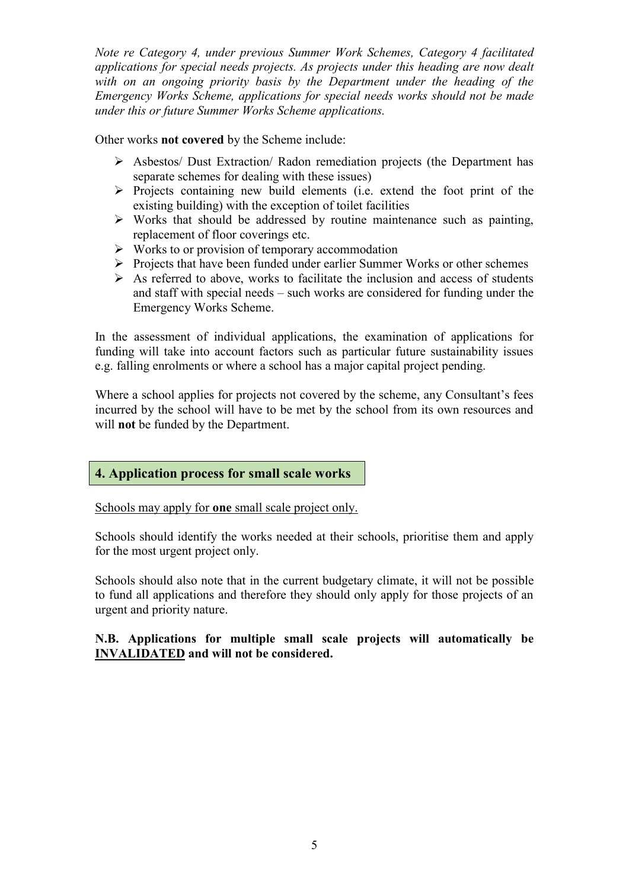*Note re Category 4, under previous Summer Work Schemes, Category 4 facilitated applications for special needs projects. As projects under this heading are now dealt with on an ongoing priority basis by the Department under the heading of the Emergency Works Scheme, applications for special needs works should not be made under this or future Summer Works Scheme applications.*

Other works **not covered** by the Scheme include:

- Asbestos/ Dust Extraction/ Radon remediation projects (the Department has separate schemes for dealing with these issues)
- Projects containing new build elements (i.e. extend the foot print of the existing building) with the exception of toilet facilities
- Works that should be addressed by routine maintenance such as painting, replacement of floor coverings etc.
- Works to or provision of temporary accommodation
- Projects that have been funded under earlier Summer Works or other schemes
- As referred to above, works to facilitate the inclusion and access of students and staff with special needs – such works are considered for funding under the Emergency Works Scheme.

In the assessment of individual applications, the examination of applications for funding will take into account factors such as particular future sustainability issues e.g. falling enrolments or where a school has a major capital project pending.

Where a school applies for projects not covered by the scheme, any Consultant's fees incurred by the school will have to be met by the school from its own resources and will **not** be funded by the Department.

## 4. Application process for small scale works

<u>Schools may apply for **one** small scale project only.</u>

Schools should identify the works needed at their schools, prioritise them and apply for the most urgent project only.

Schools should also note that in the current budgetary climate, it will not be possible to fund all applications and therefore they should only apply for those projects of an urgent and priority nature.

**N.B. Applications for multiple small scale projects will automatically be <u>INVALIDATED</u> and will not be considered.**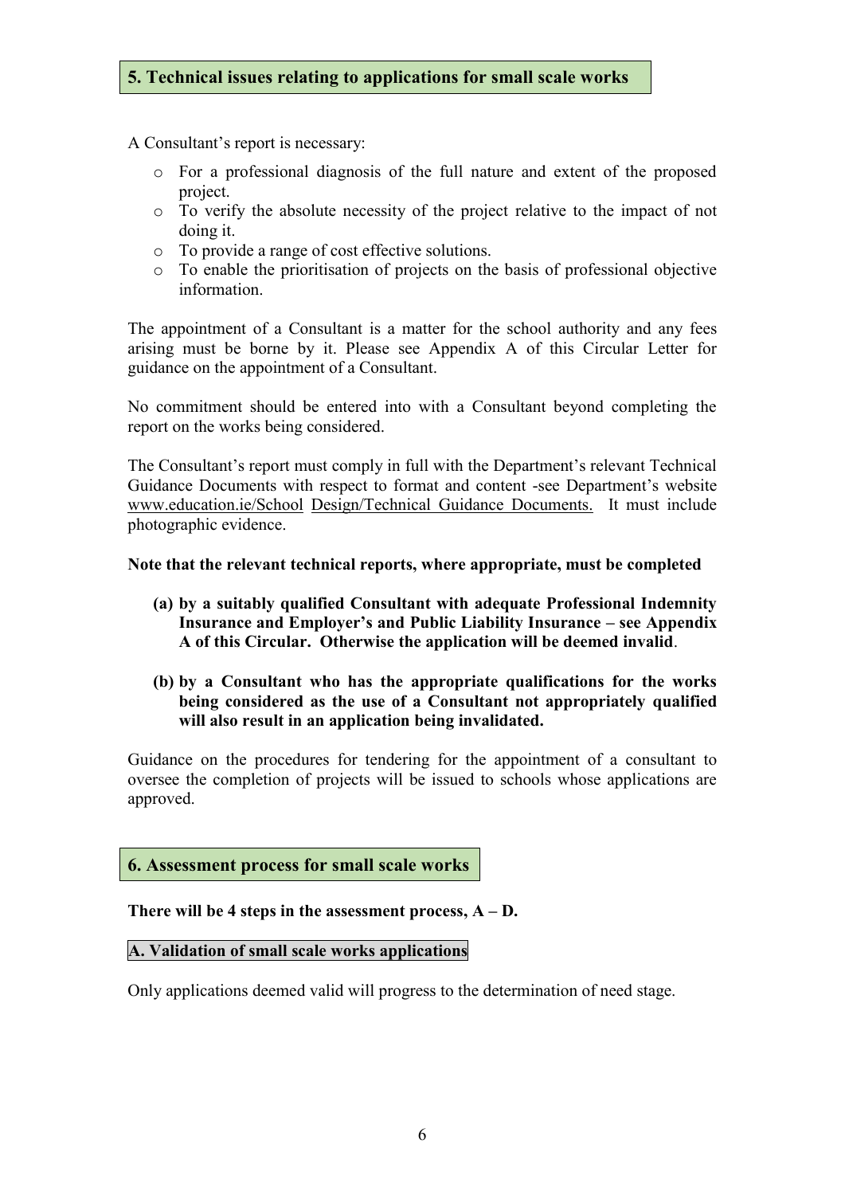## 5. Technical issues relating to applications for small scale works

A Consultant's report is necessary:

- For a professional diagnosis of the full nature and extent of the proposed project.
- To verify the absolute necessity of the project relative to the impact of not doing it.
- To provide a range of cost effective solutions.
- To enable the prioritisation of projects on the basis of professional objective information.

The appointment of a Consultant is a matter for the school authority and any fees arising must be borne by it. Please see Appendix A of this Circular Letter for guidance on the appointment of a Consultant.

No commitment should be entered into with a Consultant beyond completing the report on the works being considered.

The Consultant's report must comply in full with the Department's relevant Technical Guidance Documents with respect to format and content -see Department's website www.education.ie/School Design/Technical Guidance Documents. It must include photographic evidence.

**Note that the relevant technical reports, where appropriate, must be completed**

**(a) by a suitably qualified Consultant with adequate Professional Indemnity Insurance and Employer's and Public Liability Insurance – see Appendix A of this Circular. Otherwise the application will be deemed invalid**.

**(b) by a Consultant who has the appropriate qualifications for the works being considered as the use of a Consultant not appropriately qualified will also result in an application being invalidated.**

Guidance on the procedures for tendering for the appointment of a consultant to oversee the completion of projects will be issued to schools whose applications are approved.

## 6. Assessment process for small scale works

**There will be 4 steps in the assessment process, A – D.**

### A. Validation of small scale works applications

Only applications deemed valid will progress to the determination of need stage.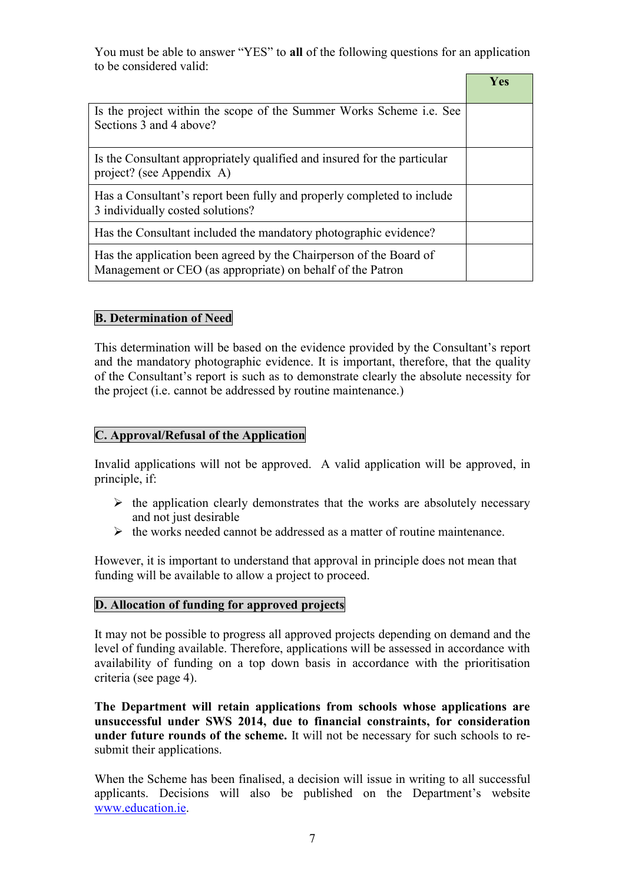You must be able to answer "YES" to **all** of the following questions for an application to be considered valid:

| | Yes |
|---|---|
| Is the project within the scope of the Summer Works Scheme i.e. See Sections 3 and 4 above? | |
| Is the Consultant appropriately qualified and insured for the particular project? (see Appendix A) | |
| Has a Consultant's report been fully and properly completed to include 3 individually costed solutions? | |
| Has the Consultant included the mandatory photographic evidence? | |
| Has the application been agreed by the Chairperson of the Board of Management or CEO (as appropriate) on behalf of the Patron | |

**B. Determination of Need**

This determination will be based on the evidence provided by the Consultant's report and the mandatory photographic evidence. It is important, therefore, that the quality of the Consultant's report is such as to demonstrate clearly the absolute necessity for the project (i.e. cannot be addressed by routine maintenance.)

**C. Approval/Refusal of the Application**

Invalid applications will not be approved. A valid application will be approved, in principle, if:

- the application clearly demonstrates that the works are absolutely necessary and not just desirable
- the works needed cannot be addressed as a matter of routine maintenance.

However, it is important to understand that approval in principle does not mean that funding will be available to allow a project to proceed.

**D. Allocation of funding for approved projects**

It may not be possible to progress all approved projects depending on demand and the level of funding available. Therefore, applications will be assessed in accordance with availability of funding on a top down basis in accordance with the prioritisation criteria (see page 4).

**The Department will retain applications from schools whose applications are unsuccessful under SWS 2014, due to financial constraints, for consideration under future rounds of the scheme.** It will not be necessary for such schools to re-submit their applications.

When the Scheme has been finalised, a decision will issue in writing to all successful applicants. Decisions will also be published on the Department's website www.education.ie.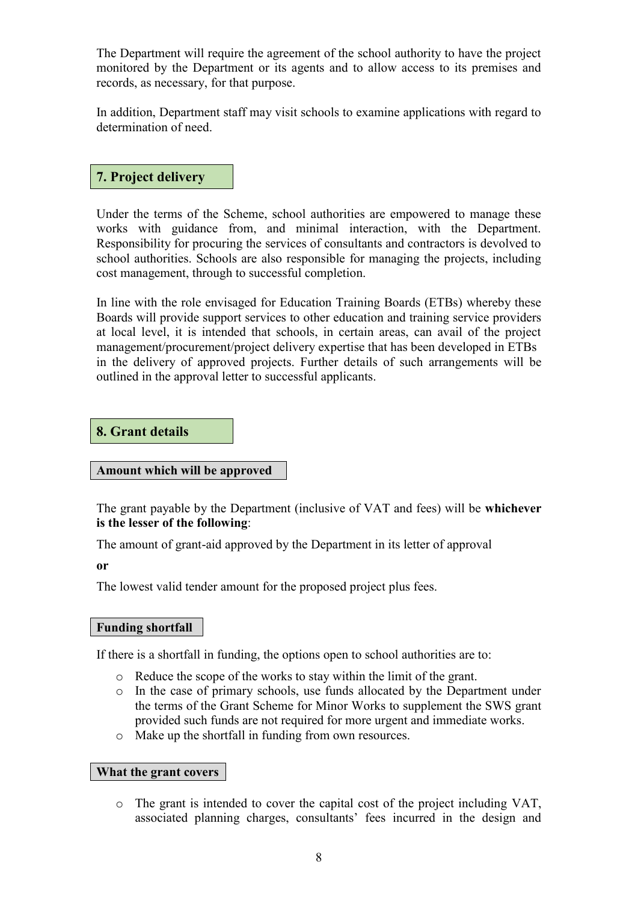The Department will require the agreement of the school authority to have the project monitored by the Department or its agents and to allow access to its premises and records, as necessary, for that purpose.

In addition, Department staff may visit schools to examine applications with regard to determination of need.

## 7. Project delivery

Under the terms of the Scheme, school authorities are empowered to manage these works with guidance from, and minimal interaction, with the Department. Responsibility for procuring the services of consultants and contractors is devolved to school authorities. Schools are also responsible for managing the projects, including cost management, through to successful completion.

In line with the role envisaged for Education Training Boards (ETBs) whereby these Boards will provide support services to other education and training service providers at local level, it is intended that schools, in certain areas, can avail of the project management/procurement/project delivery expertise that has been developed in ETBs in the delivery of approved projects. Further details of such arrangements will be outlined in the approval letter to successful applicants.

## 8. Grant details

### Amount which will be approved

The grant payable by the Department (inclusive of VAT and fees) will be **whichever is the lesser of the following**:

The amount of grant-aid approved by the Department in its letter of approval

**or**

The lowest valid tender amount for the proposed project plus fees.

### Funding shortfall

If there is a shortfall in funding, the options open to school authorities are to:

- Reduce the scope of the works to stay within the limit of the grant.
- In the case of primary schools, use funds allocated by the Department under the terms of the Grant Scheme for Minor Works to supplement the SWS grant provided such funds are not required for more urgent and immediate works.
- Make up the shortfall in funding from own resources.

### What the grant covers

- The grant is intended to cover the capital cost of the project including VAT, associated planning charges, consultants' fees incurred in the design and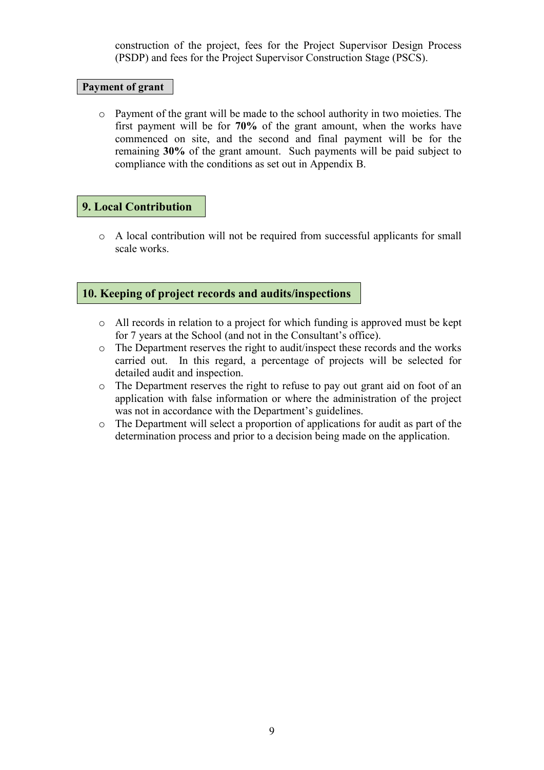construction of the project, fees for the Project Supervisor Design Process (PSDP) and fees for the Project Supervisor Construction Stage (PSCS).

### Payment of grant

- Payment of the grant will be made to the school authority in two moieties. The first payment will be for **70%** of the grant amount, when the works have commenced on site, and the second and final payment will be for the remaining **30%** of the grant amount. Such payments will be paid subject to compliance with the conditions as set out in Appendix B.

## 9. Local Contribution

- A local contribution will not be required from successful applicants for small scale works.

## 10. Keeping of project records and audits/inspections

- All records in relation to a project for which funding is approved must be kept for 7 years at the School (and not in the Consultant's office).
- The Department reserves the right to audit/inspect these records and the works carried out. In this regard, a percentage of projects will be selected for detailed audit and inspection.
- The Department reserves the right to refuse to pay out grant aid on foot of an application with false information or where the administration of the project was not in accordance with the Department's guidelines.
- The Department will select a proportion of applications for audit as part of the determination process and prior to a decision being made on the application.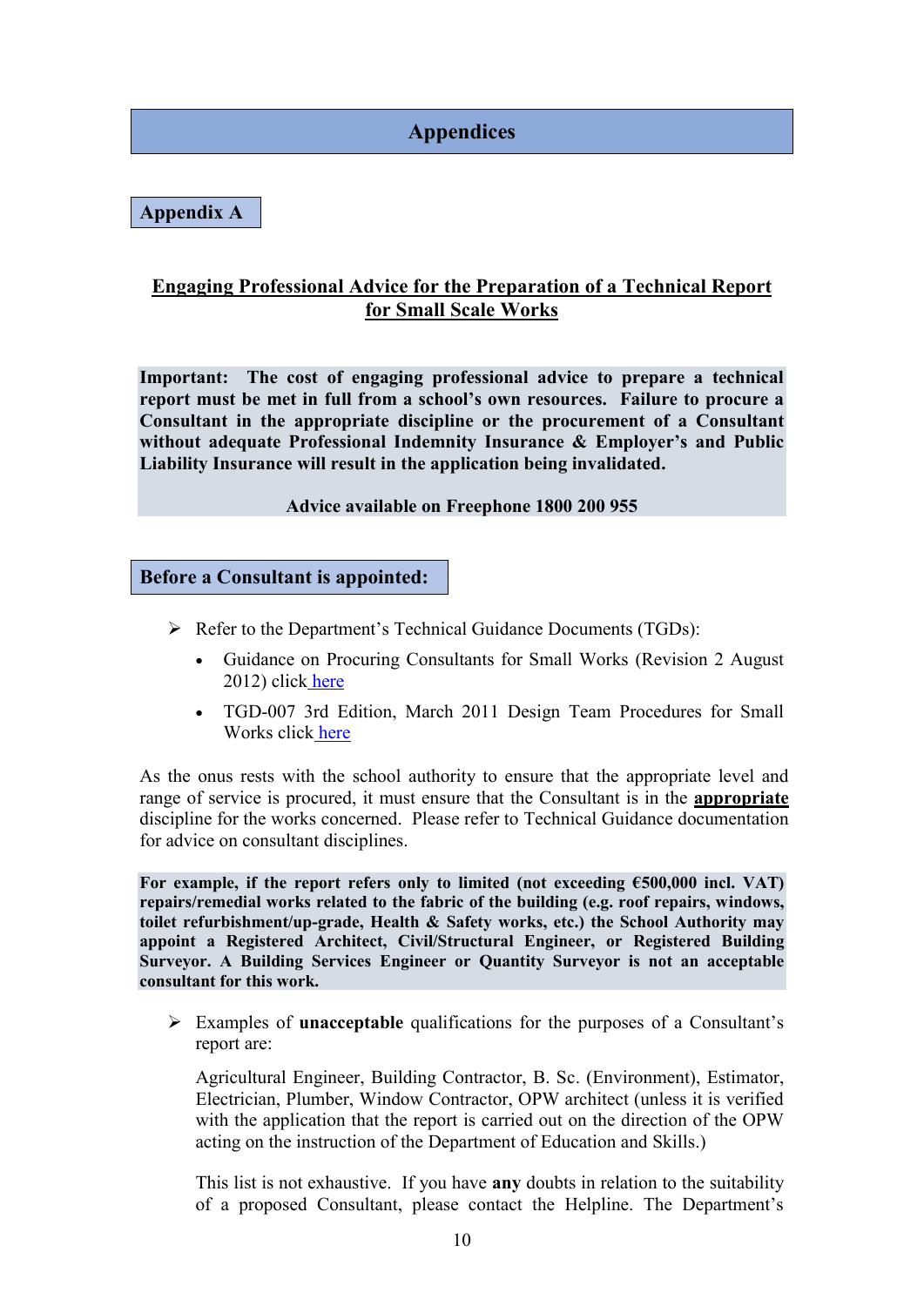# Appendices

## Appendix A

**Engaging Professional Advice for the Preparation of a Technical Report for Small Scale Works**

**Important: The cost of engaging professional advice to prepare a technical report must be met in full from a school's own resources. Failure to procure a Consultant in the appropriate discipline or the procurement of a Consultant without adequate Professional Indemnity Insurance & Employer's and Public Liability Insurance will result in the application being invalidated.**

**Advice available on Freephone 1800 200 955**

## Before a Consultant is appointed:

- Refer to the Department's Technical Guidance Documents (TGDs):
  - Guidance on Procuring Consultants for Small Works (Revision 2 August 2012) click here
  - TGD-007 3rd Edition, March 2011 Design Team Procedures for Small Works click here

As the onus rests with the school authority to ensure that the appropriate level and range of service is procured, it must ensure that the Consultant is in the **appropriate** discipline for the works concerned. Please refer to Technical Guidance documentation for advice on consultant disciplines.

**For example, if the report refers only to limited (not exceeding €500,000 incl. VAT) repairs/remedial works related to the fabric of the building (e.g. roof repairs, windows, toilet refurbishment/up-grade, Health & Safety works, etc.) the School Authority may appoint a Registered Architect, Civil/Structural Engineer, or Registered Building Surveyor. A Building Services Engineer or Quantity Surveyor is not an acceptable consultant for this work.**

- Examples of **unacceptable** qualifications for the purposes of a Consultant's report are:

  Agricultural Engineer, Building Contractor, B. Sc. (Environment), Estimator, Electrician, Plumber, Window Contractor, OPW architect (unless it is verified with the application that the report is carried out on the direction of the OPW acting on the instruction of the Department of Education and Skills.)

  This list is not exhaustive. If you have **any** doubts in relation to the suitability of a proposed Consultant, please contact the Helpline. The Department's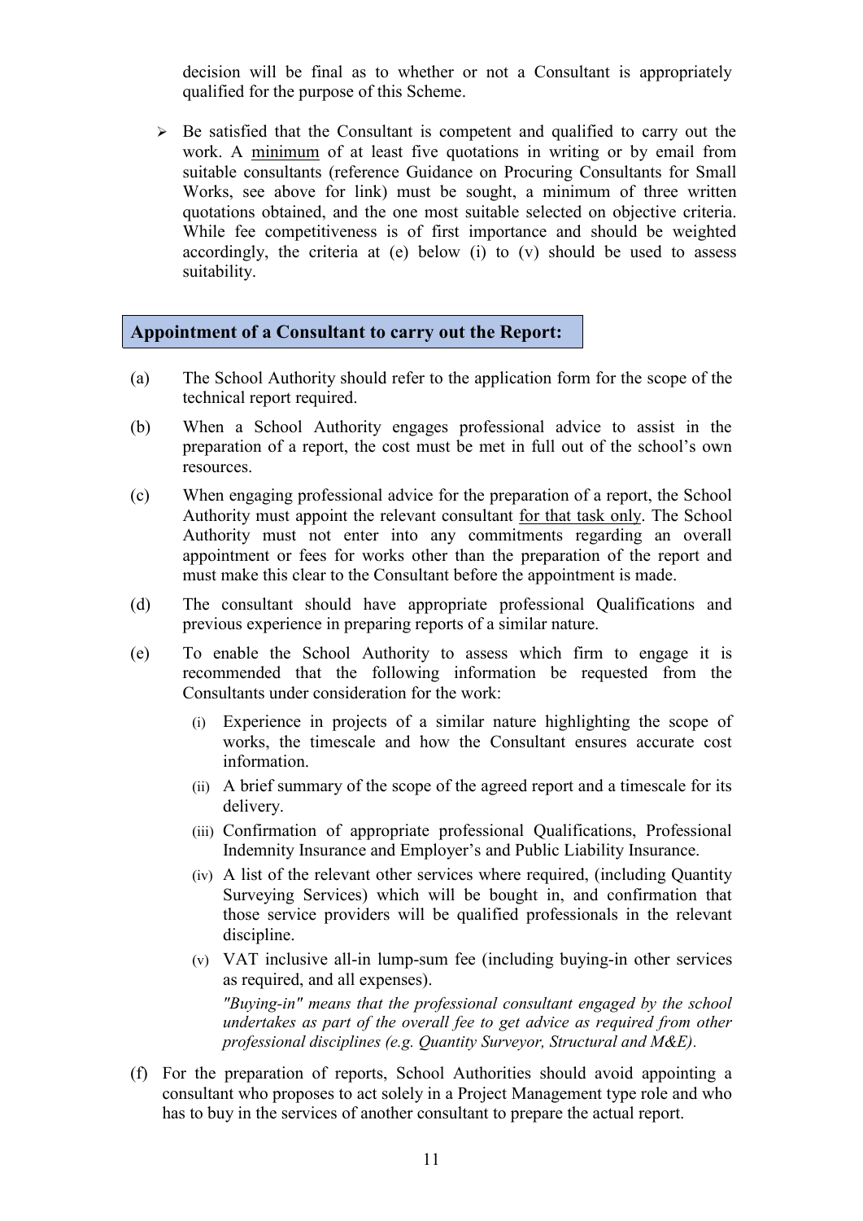decision will be final as to whether or not a Consultant is appropriately qualified for the purpose of this Scheme.

- Be satisfied that the Consultant is competent and qualified to carry out the work. A minimum of at least five quotations in writing or by email from suitable consultants (reference Guidance on Procuring Consultants for Small Works, see above for link) must be sought, a minimum of three written quotations obtained, and the one most suitable selected on objective criteria. While fee competitiveness is of first importance and should be weighted accordingly, the criteria at (e) below (i) to (v) should be used to assess suitability.

## Appointment of a Consultant to carry out the Report:

(a) The School Authority should refer to the application form for the scope of the technical report required.

(b) When a School Authority engages professional advice to assist in the preparation of a report, the cost must be met in full out of the school's own resources.

(c) When engaging professional advice for the preparation of a report, the School Authority must appoint the relevant consultant for that task only. The School Authority must not enter into any commitments regarding an overall appointment or fees for works other than the preparation of the report and must make this clear to the Consultant before the appointment is made.

(d) The consultant should have appropriate professional Qualifications and previous experience in preparing reports of a similar nature.

(e) To enable the School Authority to assess which firm to engage it is recommended that the following information be requested from the Consultants under consideration for the work:

(i) Experience in projects of a similar nature highlighting the scope of works, the timescale and how the Consultant ensures accurate cost information.

(ii) A brief summary of the scope of the agreed report and a timescale for its delivery.

(iii) Confirmation of appropriate professional Qualifications, Professional Indemnity Insurance and Employer's and Public Liability Insurance.

(iv) A list of the relevant other services where required, (including Quantity Surveying Services) which will be bought in, and confirmation that those service providers will be qualified professionals in the relevant discipline.

(v) VAT inclusive all-in lump-sum fee (including buying-in other services as required, and all expenses).

*"Buying-in" means that the professional consultant engaged by the school undertakes as part of the overall fee to get advice as required from other professional disciplines (e.g. Quantity Surveyor, Structural and M&E).*

(f) For the preparation of reports, School Authorities should avoid appointing a consultant who proposes to act solely in a Project Management type role and who has to buy in the services of another consultant to prepare the actual report.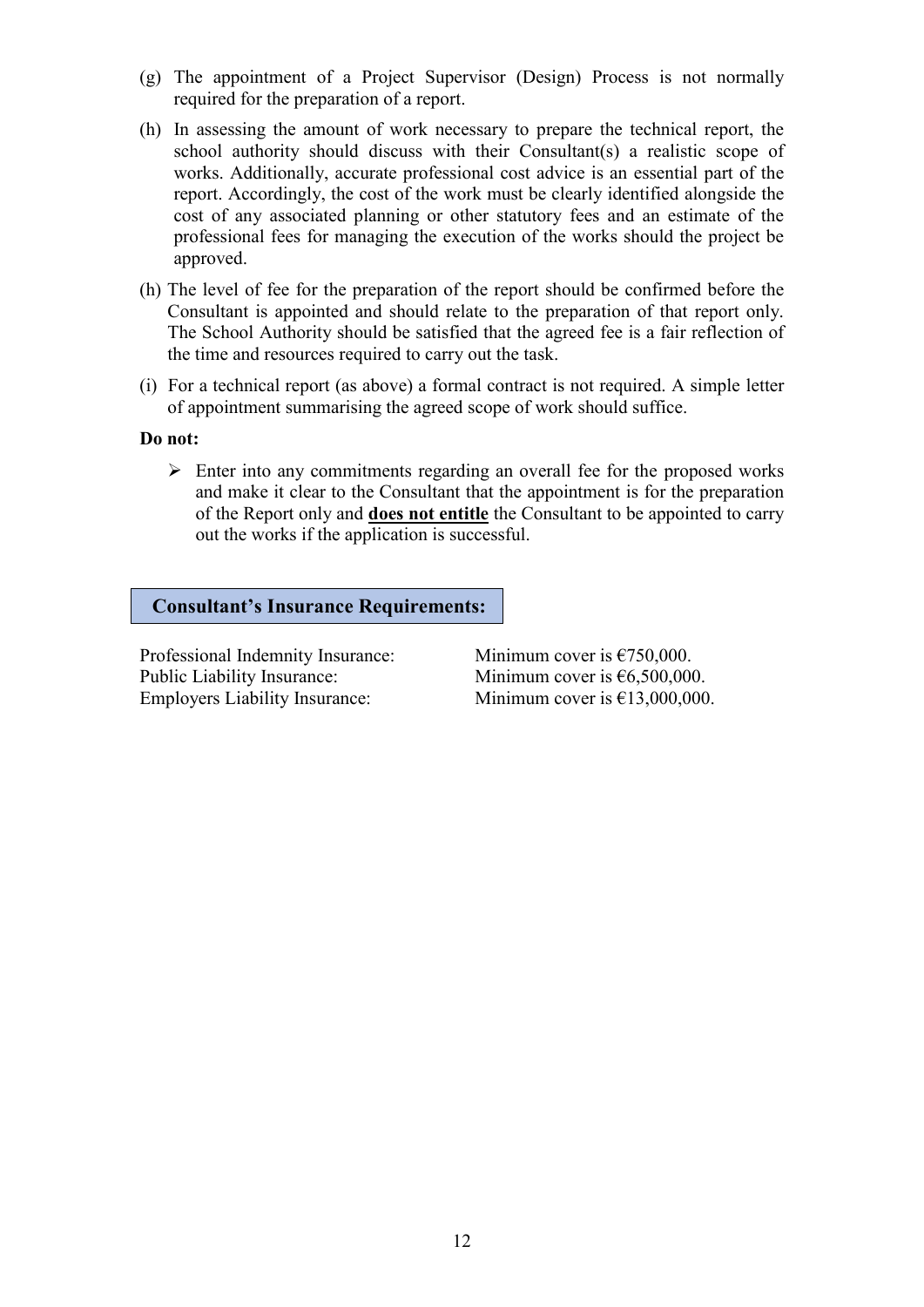(g) The appointment of a Project Supervisor (Design) Process is not normally required for the preparation of a report.

(h) In assessing the amount of work necessary to prepare the technical report, the school authority should discuss with their Consultant(s) a realistic scope of works. Additionally, accurate professional cost advice is an essential part of the report. Accordingly, the cost of the work must be clearly identified alongside the cost of any associated planning or other statutory fees and an estimate of the professional fees for managing the execution of the works should the project be approved.

(h) The level of fee for the preparation of the report should be confirmed before the Consultant is appointed and should relate to the preparation of that report only. The School Authority should be satisfied that the agreed fee is a fair reflection of the time and resources required to carry out the task.

(i) For a technical report (as above) a formal contract is not required. A simple letter of appointment summarising the agreed scope of work should suffice.

**Do not:**

- Enter into any commitments regarding an overall fee for the proposed works and make it clear to the Consultant that the appointment is for the preparation of the Report only and **<u>does not entitle</u>** the Consultant to be appointed to carry out the works if the application is successful.

## Consultant's Insurance Requirements:

| | |
|---|---|
| Professional Indemnity Insurance: | Minimum cover is €750,000. |
| Public Liability Insurance: | Minimum cover is €6,500,000. |
| Employers Liability Insurance: | Minimum cover is €13,000,000. |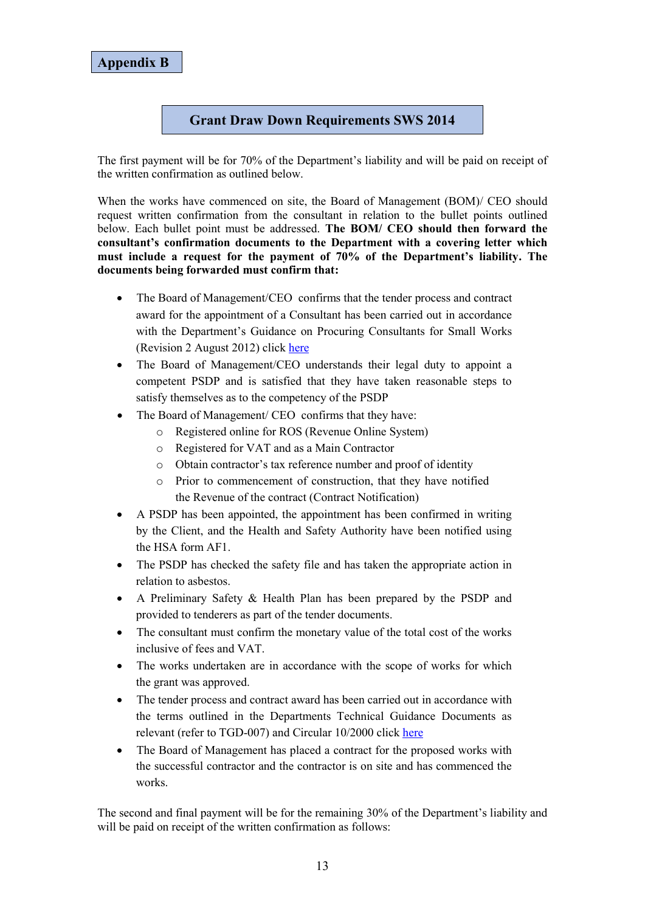**Appendix B**

## Grant Draw Down Requirements SWS 2014

The first payment will be for 70% of the Department's liability and will be paid on receipt of the written confirmation as outlined below.

When the works have commenced on site, the Board of Management (BOM)/ CEO should request written confirmation from the consultant in relation to the bullet points outlined below. Each bullet point must be addressed. **The BOM/ CEO should then forward the consultant's confirmation documents to the Department with a covering letter which must include a request for the payment of 70% of the Department's liability. The documents being forwarded must confirm that:**

- The Board of Management/CEO confirms that the tender process and contract award for the appointment of a Consultant has been carried out in accordance with the Department's Guidance on Procuring Consultants for Small Works (Revision 2 August 2012) click here
- The Board of Management/CEO understands their legal duty to appoint a competent PSDP and is satisfied that they have taken reasonable steps to satisfy themselves as to the competency of the PSDP
- The Board of Management/ CEO confirms that they have:
  - Registered online for ROS (Revenue Online System)
  - Registered for VAT and as a Main Contractor
  - Obtain contractor's tax reference number and proof of identity
  - Prior to commencement of construction, that they have notified the Revenue of the contract (Contract Notification)
- A PSDP has been appointed, the appointment has been confirmed in writing by the Client, and the Health and Safety Authority have been notified using the HSA form AF1.
- The PSDP has checked the safety file and has taken the appropriate action in relation to asbestos.
- A Preliminary Safety & Health Plan has been prepared by the PSDP and provided to tenderers as part of the tender documents.
- The consultant must confirm the monetary value of the total cost of the works inclusive of fees and VAT.
- The works undertaken are in accordance with the scope of works for which the grant was approved.
- The tender process and contract award has been carried out in accordance with the terms outlined in the Departments Technical Guidance Documents as relevant (refer to TGD-007) and Circular 10/2000 click here
- The Board of Management has placed a contract for the proposed works with the successful contractor and the contractor is on site and has commenced the works.

The second and final payment will be for the remaining 30% of the Department's liability and will be paid on receipt of the written confirmation as follows: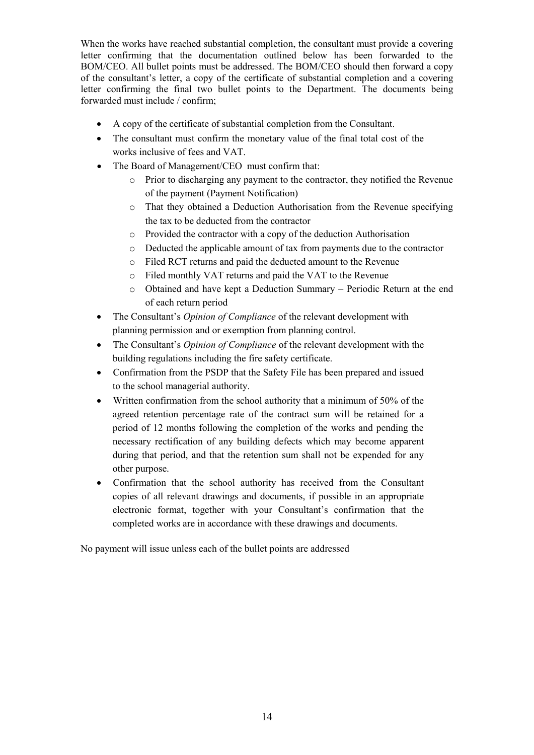When the works have reached substantial completion, the consultant must provide a covering letter confirming that the documentation outlined below has been forwarded to the BOM/CEO. All bullet points must be addressed. The BOM/CEO should then forward a copy of the consultant's letter, a copy of the certificate of substantial completion and a covering letter confirming the final two bullet points to the Department. The documents being forwarded must include / confirm;

- A copy of the certificate of substantial completion from the Consultant.
- The consultant must confirm the monetary value of the final total cost of the works inclusive of fees and VAT.
- The Board of Management/CEO must confirm that:
    - Prior to discharging any payment to the contractor, they notified the Revenue of the payment (Payment Notification)
    - That they obtained a Deduction Authorisation from the Revenue specifying the tax to be deducted from the contractor
    - Provided the contractor with a copy of the deduction Authorisation
    - Deducted the applicable amount of tax from payments due to the contractor
    - Filed RCT returns and paid the deducted amount to the Revenue
    - Filed monthly VAT returns and paid the VAT to the Revenue
    - Obtained and have kept a Deduction Summary – Periodic Return at the end of each return period
- The Consultant's *Opinion of Compliance* of the relevant development with planning permission and or exemption from planning control.
- The Consultant's *Opinion of Compliance* of the relevant development with the building regulations including the fire safety certificate.
- Confirmation from the PSDP that the Safety File has been prepared and issued to the school managerial authority.
- Written confirmation from the school authority that a minimum of 50% of the agreed retention percentage rate of the contract sum will be retained for a period of 12 months following the completion of the works and pending the necessary rectification of any building defects which may become apparent during that period, and that the retention sum shall not be expended for any other purpose.
- Confirmation that the school authority has received from the Consultant copies of all relevant drawings and documents, if possible in an appropriate electronic format, together with your Consultant's confirmation that the completed works are in accordance with these drawings and documents.

No payment will issue unless each of the bullet points are addressed